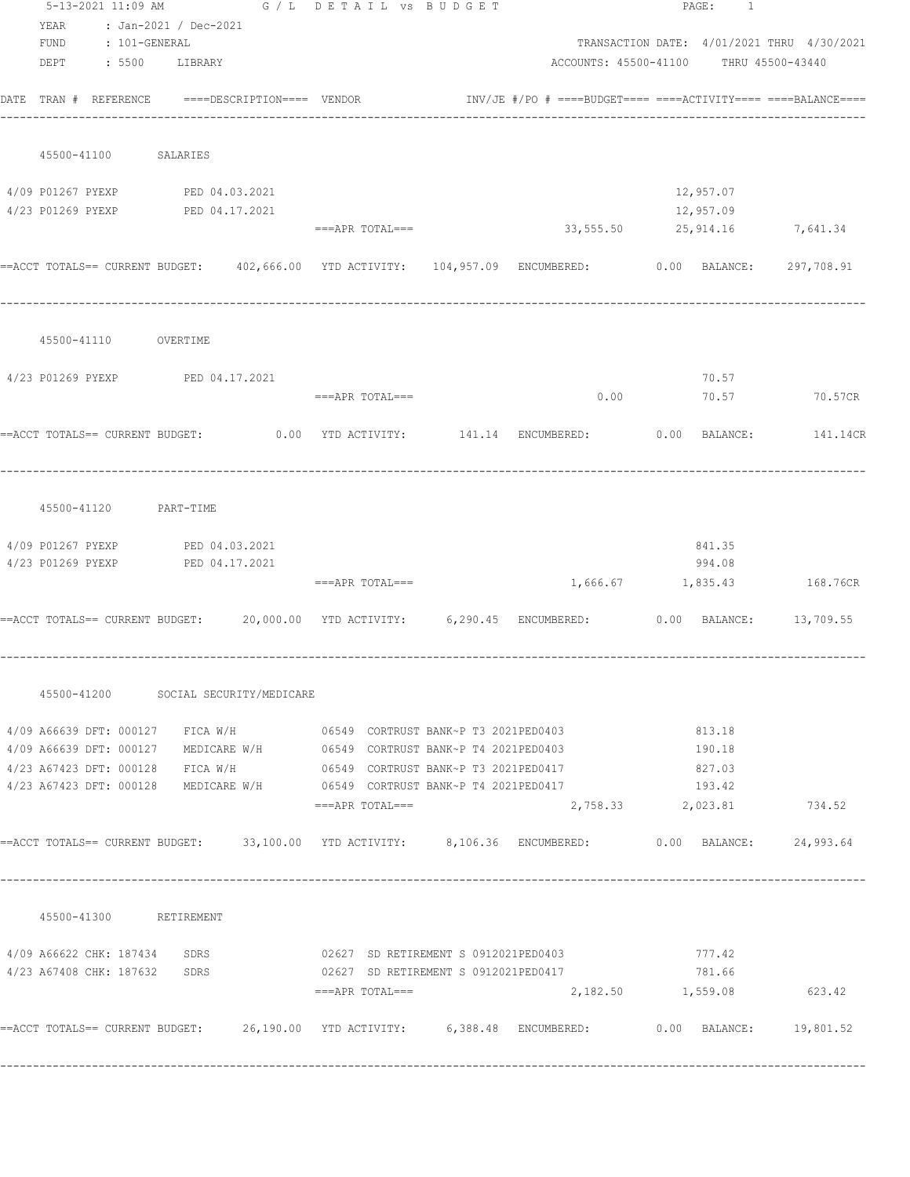5-13-2021 11:09 AM — G / L DETAIL vs BUDGET — PAGE: 1

YEAR : Jan-2021 / Dec-2021
FUND : 101-GENERAL — TRANSACTION DATE: 4/01/2021 THRU 4/30/2021
DEPT : 5500 LIBRARY — ACCOUNTS: 45500-41100 THRU 45500-43440

| DATE | TRAN # | REFERENCE | DESCRIPTION | VENDOR | INV/JE #/PO # | BUDGET | ACTIVITY | BALANCE |
|---|---|---|---|---|---|---|---|---|
| **45500-41100 SALARIES** | | | | | | | | |
| 4/09 | P01267 | PYEXP | PED 04.03.2021 | | | | 12,957.07 | |
| 4/23 | P01269 | PYEXP | PED 04.17.2021 | | | | 12,957.09 | |
| | | | ===APR TOTAL=== | | | 33,555.50 | 25,914.16 | 7,641.34 |

==ACCT TOTALS== CURRENT BUDGET: 402,666.00 YTD ACTIVITY: 104,957.09 ENCUMBERED: 0.00 BALANCE: 297,708.91

| DATE | TRAN # | REFERENCE | DESCRIPTION | VENDOR | INV/JE #/PO # | BUDGET | ACTIVITY | BALANCE |
|---|---|---|---|---|---|---|---|---|
| **45500-41110 OVERTIME** | | | | | | | | |
| 4/23 | P01269 | PYEXP | PED 04.17.2021 | | | | 70.57 | |
| | | | ===APR TOTAL=== | | | 0.00 | 70.57 | 70.57CR |

==ACCT TOTALS== CURRENT BUDGET: 0.00 YTD ACTIVITY: 141.14 ENCUMBERED: 0.00 BALANCE: 141.14CR

| DATE | TRAN # | REFERENCE | DESCRIPTION | VENDOR | INV/JE #/PO # | BUDGET | ACTIVITY | BALANCE |
|---|---|---|---|---|---|---|---|---|
| **45500-41120 PART-TIME** | | | | | | | | |
| 4/09 | P01267 | PYEXP | PED 04.03.2021 | | | | 841.35 | |
| 4/23 | P01269 | PYEXP | PED 04.17.2021 | | | | 994.08 | |
| | | | ===APR TOTAL=== | | | 1,666.67 | 1,835.43 | 168.76CR |

==ACCT TOTALS== CURRENT BUDGET: 20,000.00 YTD ACTIVITY: 6,290.45 ENCUMBERED: 0.00 BALANCE: 13,709.55

| DATE | TRAN # | REFERENCE | DESCRIPTION | VENDOR | INV/JE #/PO # | BUDGET | ACTIVITY | BALANCE |
|---|---|---|---|---|---|---|---|---|
| **45500-41200 SOCIAL SECURITY/MEDICARE** | | | | | | | | |
| 4/09 | A66639 | DFT: 000127 | FICA W/H | 06549 CORTRUST BANK~P | T3 2021PED0403 | | 813.18 | |
| 4/09 | A66639 | DFT: 000127 | MEDICARE W/H | 06549 CORTRUST BANK~P | T4 2021PED0403 | | 190.18 | |
| 4/23 | A67423 | DFT: 000128 | FICA W/H | 06549 CORTRUST BANK~P | T3 2021PED0417 | | 827.03 | |
| 4/23 | A67423 | DFT: 000128 | MEDICARE W/H | 06549 CORTRUST BANK~P | T4 2021PED0417 | | 193.42 | |
| | | | ===APR TOTAL=== | | | 2,758.33 | 2,023.81 | 734.52 |

==ACCT TOTALS== CURRENT BUDGET: 33,100.00 YTD ACTIVITY: 8,106.36 ENCUMBERED: 0.00 BALANCE: 24,993.64

| DATE | TRAN # | REFERENCE | DESCRIPTION | VENDOR | INV/JE #/PO # | BUDGET | ACTIVITY | BALANCE |
|---|---|---|---|---|---|---|---|---|
| **45500-41300 RETIREMENT** | | | | | | | | |
| 4/09 | A66622 | CHK: 187434 | SDRS | 02627 SD RETIREMENT S | 0912021PED0403 | | 777.42 | |
| 4/23 | A67408 | CHK: 187632 | SDRS | 02627 SD RETIREMENT S | 0912021PED0417 | | 781.66 | |
| | | | ===APR TOTAL=== | | | 2,182.50 | 1,559.08 | 623.42 |

==ACCT TOTALS== CURRENT BUDGET: 26,190.00 YTD ACTIVITY: 6,388.48 ENCUMBERED: 0.00 BALANCE: 19,801.52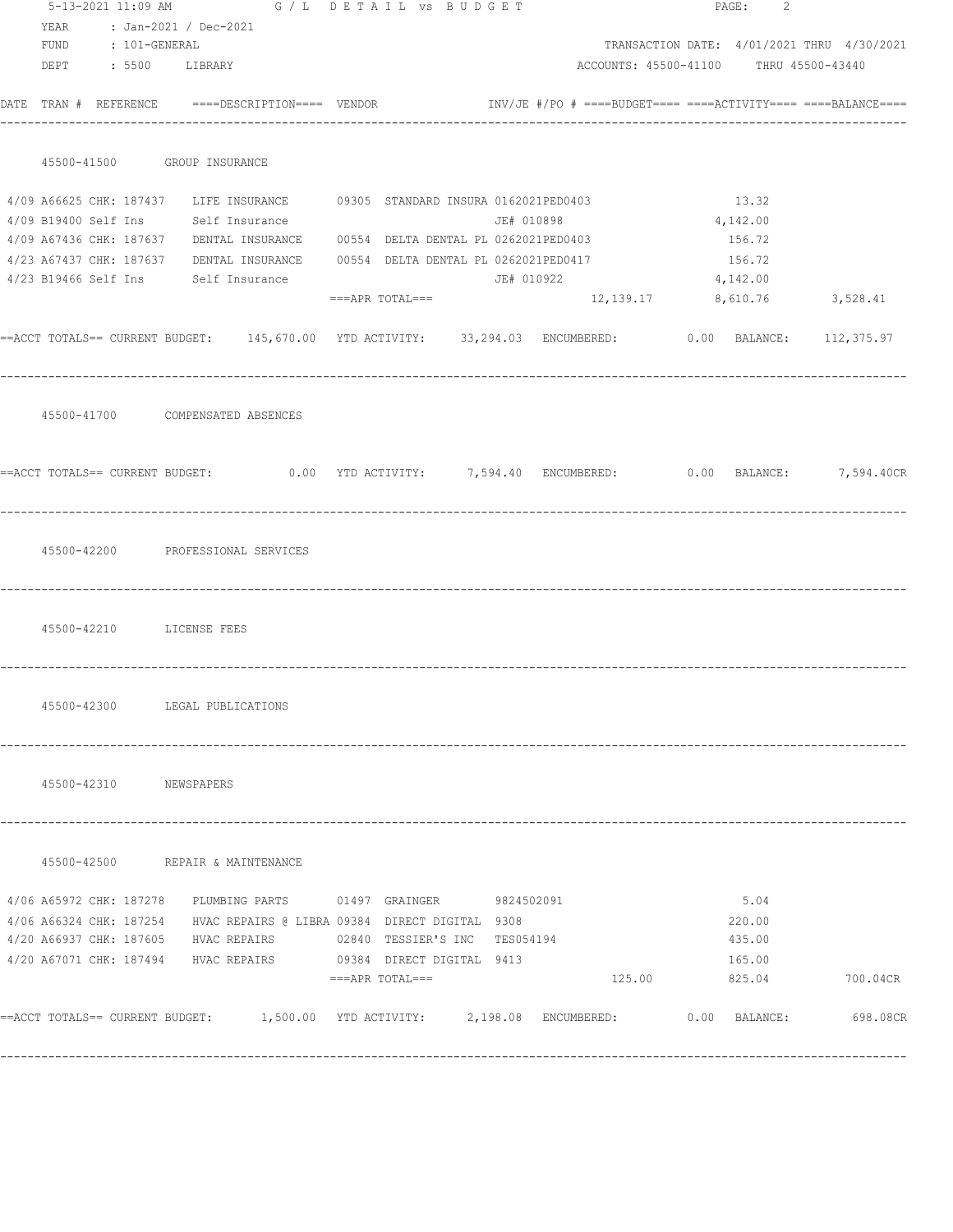5-13-2021 11:09 AM G / L D E T A I L vs B U D G E T

YEAR : Jan-2021 / Dec-2021
FUND : 101-GENERAL TRANSACTION DATE: 4/01/2021 THRU 4/30/2021
DEPT : 5500 LIBRARY ACCOUNTS: 45500-41100 THRU 45500-43440

| DATE | TRAN # | REFERENCE | ====DESCRIPTION==== | VENDOR | INV/JE #/PO # | ====BUDGET==== | ====ACTIVITY==== | ====BALANCE==== |
|---|---|---|---|---|---|---|---|---|

**45500-41500 GROUP INSURANCE**

| DATE | TRAN # | REFERENCE | DESCRIPTION | VENDOR | INV/JE #/PO # | BUDGET | ACTIVITY | BALANCE |
|---|---|---|---|---|---|---|---|---|
| 4/09 | A66625 | CHK: 187437 | LIFE INSURANCE | 09305 STANDARD INSURA | 0162021PED0403 | | 13.32 | |
| 4/09 | B19400 | Self Ins | Self Insurance | | JE# 010898 | | 4,142.00 | |
| 4/09 | A67436 | CHK: 187637 | DENTAL INSURANCE | 00554 DELTA DENTAL PL | 0262021PED0403 | | 156.72 | |
| 4/23 | A67437 | CHK: 187637 | DENTAL INSURANCE | 00554 DELTA DENTAL PL | 0262021PED0417 | | 156.72 | |
| 4/23 | B19466 | Self Ins | Self Insurance | | JE# 010922 | | 4,142.00 | |
| | | | ===APR TOTAL=== | | | 12,139.17 | 8,610.76 | 3,528.41 |

==ACCT TOTALS== CURRENT BUDGET: 145,670.00 YTD ACTIVITY: 33,294.03 ENCUMBERED: 0.00 BALANCE: 112,375.97

**45500-41700 COMPENSATED ABSENCES**

==ACCT TOTALS== CURRENT BUDGET: 0.00 YTD ACTIVITY: 7,594.40 ENCUMBERED: 0.00 BALANCE: 7,594.40CR

**45500-42200 PROFESSIONAL SERVICES**

**45500-42210 LICENSE FEES**

**45500-42300 LEGAL PUBLICATIONS**

**45500-42310 NEWSPAPERS**

**45500-42500 REPAIR & MAINTENANCE**

| DATE | TRAN # | REFERENCE | DESCRIPTION | VENDOR | INV/JE #/PO # | BUDGET | ACTIVITY | BALANCE |
|---|---|---|---|---|---|---|---|---|
| 4/06 | A65972 | CHK: 187278 | PLUMBING PARTS | 01497 GRAINGER | 9824502091 | | 5.04 | |
| 4/06 | A66324 | CHK: 187254 | HVAC REPAIRS @ LIBRA | 09384 DIRECT DIGITAL | 9308 | | 220.00 | |
| 4/20 | A66937 | CHK: 187605 | HVAC REPAIRS | 02840 TESSIER'S INC | TES054194 | | 435.00 | |
| 4/20 | A67071 | CHK: 187494 | HVAC REPAIRS | 09384 DIRECT DIGITAL | 9413 | | 165.00 | |
| | | | ===APR TOTAL=== | | | 125.00 | 825.04 | 700.04CR |

==ACCT TOTALS== CURRENT BUDGET: 1,500.00 YTD ACTIVITY: 2,198.08 ENCUMBERED: 0.00 BALANCE: 698.08CR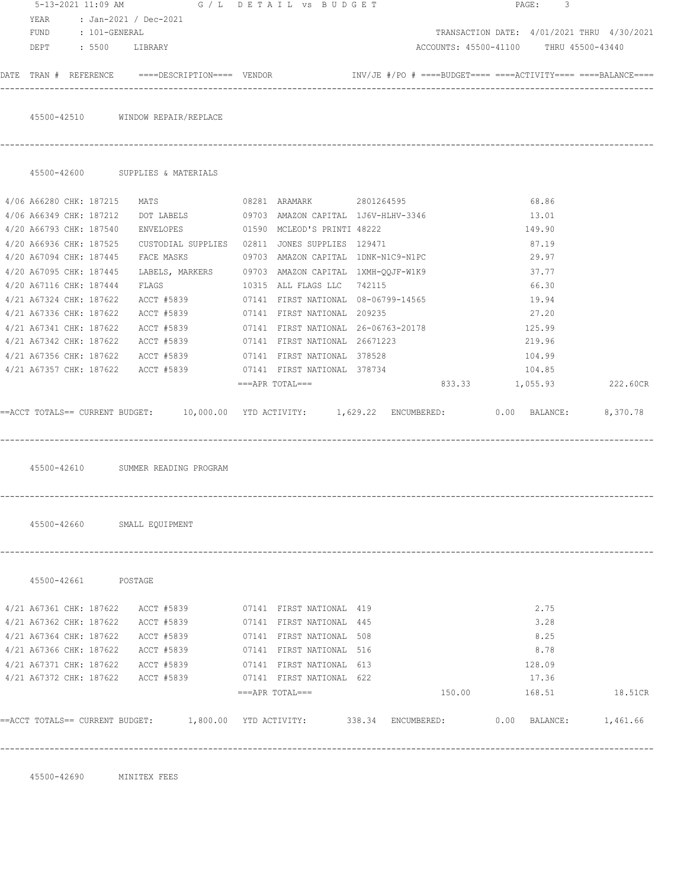5-13-2021 11:09 AM G / L D E T A I L vs B U D G E T

YEAR : Jan-2021 / Dec-2021
FUND : 101-GENERAL — TRANSACTION DATE: 4/01/2021 THRU 4/30/2021
DEPT : 5500 LIBRARY — ACCOUNTS: 45500-41100 THRU 45500-43440

| DATE | TRAN # | REFERENCE | ====DESCRIPTION==== | VENDOR | INV/JE #/PO # | ====BUDGET==== | ====ACTIVITY==== | ====BALANCE==== |
|---|---|---|---|---|---|---|---|---|

### 45500-42510 WINDOW REPAIR/REPLACE

### 45500-42600 SUPPLIES & MATERIALS

| DATE | TRAN # | REFERENCE | DESCRIPTION | VENDOR | INV/JE #/PO # | BUDGET | ACTIVITY | BALANCE |
|---|---|---|---|---|---|---|---|---|
| 4/06 | A66280 | CHK: 187215 | MATS | 08281 ARAMARK | 2801264595 | | 68.86 | |
| 4/06 | A66349 | CHK: 187212 | DOT LABELS | 09703 AMAZON CAPITAL | 1J6V-HLHV-3346 | | 13.01 | |
| 4/20 | A66793 | CHK: 187540 | ENVELOPES | 01590 MCLEOD'S PRINTI | 48222 | | 149.90 | |
| 4/20 | A66936 | CHK: 187525 | CUSTODIAL SUPPLIES | 02811 JONES SUPPLIES | 129471 | | 87.19 | |
| 4/20 | A67094 | CHK: 187445 | FACE MASKS | 09703 AMAZON CAPITAL | 1DNK-N1C9-N1PC | | 29.97 | |
| 4/20 | A67095 | CHK: 187445 | LABELS, MARKERS | 09703 AMAZON CAPITAL | 1XMH-QQJF-W1K9 | | 37.77 | |
| 4/20 | A67116 | CHK: 187444 | FLAGS | 10315 ALL FLAGS LLC | 742115 | | 66.30 | |
| 4/21 | A67324 | CHK: 187622 | ACCT #5839 | 07141 FIRST NATIONAL | 08-06799-14565 | | 19.94 | |
| 4/21 | A67336 | CHK: 187622 | ACCT #5839 | 07141 FIRST NATIONAL | 209235 | | 27.20 | |
| 4/21 | A67341 | CHK: 187622 | ACCT #5839 | 07141 FIRST NATIONAL | 26-06763-20178 | | 125.99 | |
| 4/21 | A67342 | CHK: 187622 | ACCT #5839 | 07141 FIRST NATIONAL | 26671223 | | 219.96 | |
| 4/21 | A67356 | CHK: 187622 | ACCT #5839 | 07141 FIRST NATIONAL | 378528 | | 104.99 | |
| 4/21 | A67357 | CHK: 187622 | ACCT #5839 | 07141 FIRST NATIONAL | 378734 | | 104.85 | |
| | | | | ===APR TOTAL=== | | 833.33 | 1,055.93 | 222.60CR |

==ACCT TOTALS== CURRENT BUDGET: 10,000.00 YTD ACTIVITY: 1,629.22 ENCUMBERED: 0.00 BALANCE: 8,370.78

### 45500-42610 SUMMER READING PROGRAM

### 45500-42660 SMALL EQUIPMENT

### 45500-42661 POSTAGE

| DATE | TRAN # | REFERENCE | DESCRIPTION | VENDOR | INV/JE #/PO # | BUDGET | ACTIVITY | BALANCE |
|---|---|---|---|---|---|---|---|---|
| 4/21 | A67361 | CHK: 187622 | ACCT #5839 | 07141 FIRST NATIONAL | 419 | | 2.75 | |
| 4/21 | A67362 | CHK: 187622 | ACCT #5839 | 07141 FIRST NATIONAL | 445 | | 3.28 | |
| 4/21 | A67364 | CHK: 187622 | ACCT #5839 | 07141 FIRST NATIONAL | 508 | | 8.25 | |
| 4/21 | A67366 | CHK: 187622 | ACCT #5839 | 07141 FIRST NATIONAL | 516 | | 8.78 | |
| 4/21 | A67371 | CHK: 187622 | ACCT #5839 | 07141 FIRST NATIONAL | 613 | | 128.09 | |
| 4/21 | A67372 | CHK: 187622 | ACCT #5839 | 07141 FIRST NATIONAL | 622 | | 17.36 | |
| | | | | ===APR TOTAL=== | | 150.00 | 168.51 | 18.51CR |

==ACCT TOTALS== CURRENT BUDGET: 1,800.00 YTD ACTIVITY: 338.34 ENCUMBERED: 0.00 BALANCE: 1,461.66

### 45500-42690 MINITEX FEES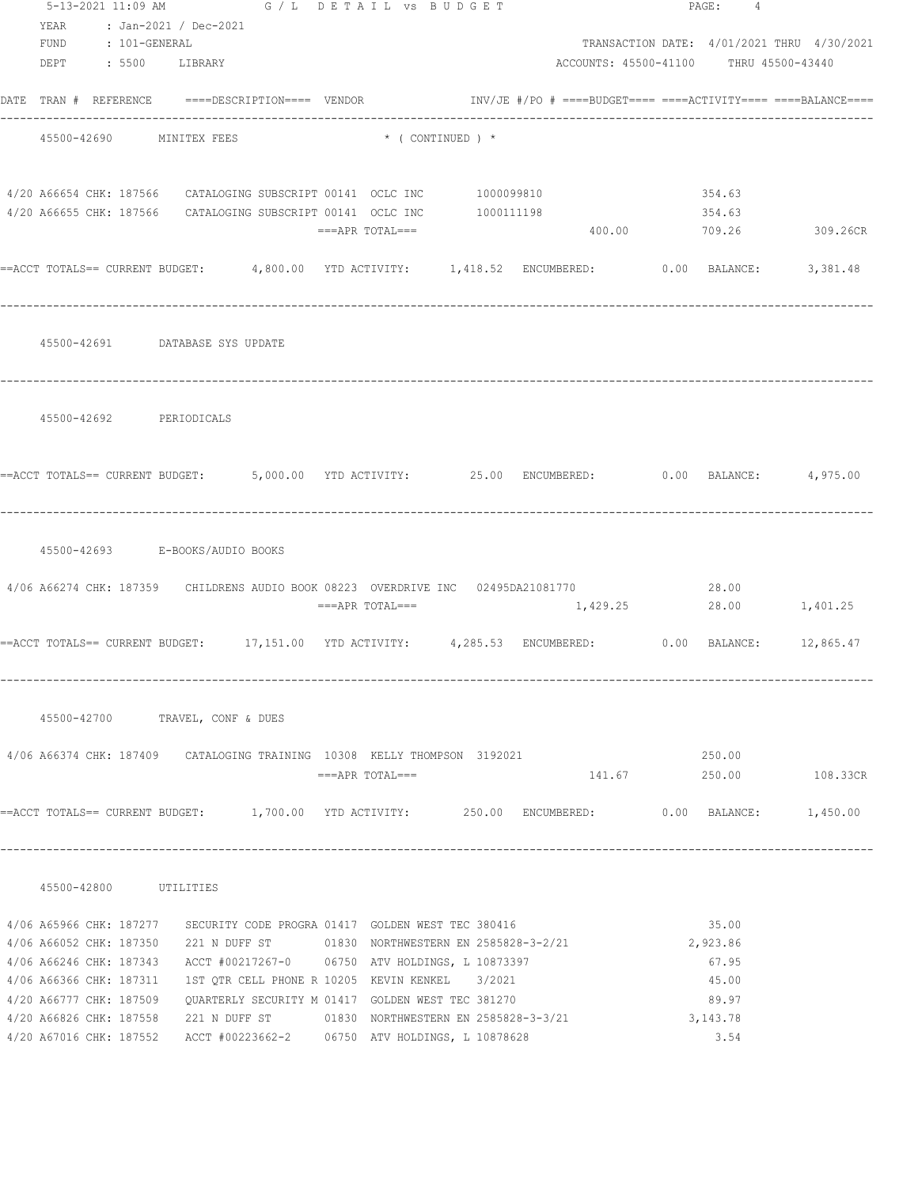5-13-2021 11:09 AM G / L DETAIL vs BUDGET

YEAR : Jan-2021 / Dec-2021
FUND : 101-GENERAL TRANSACTION DATE: 4/01/2021 THRU 4/30/2021
DEPT : 5500 LIBRARY ACCOUNTS: 45500-41100 THRU 45500-43440

| DATE | TRAN # | REFERENCE | DESCRIPTION | VENDOR | INV/JE #/PO # | BUDGET | ACTIVITY | BALANCE |
|---|---|---|---|---|---|---|---|---|
| | | | **45500-42690 MINITEX FEES** | * ( CONTINUED ) * | | | | |
| 4/20 | A66654 | CHK: 187566 | CATALOGING SUBSCRIPT | 00141 OCLC INC | 1000099810 | | 354.63 | |
| 4/20 | A66655 | CHK: 187566 | CATALOGING SUBSCRIPT | 00141 OCLC INC | 1000111198 | | 354.63 | |
| | | | ===APR TOTAL=== | | | 400.00 | 709.26 | 309.26CR |

==ACCT TOTALS== CURRENT BUDGET: 4,800.00 YTD ACTIVITY: 1,418.52 ENCUMBERED: 0.00 BALANCE: 3,381.48

**45500-42691 DATABASE SYS UPDATE**

**45500-42692 PERIODICALS**

==ACCT TOTALS== CURRENT BUDGET: 5,000.00 YTD ACTIVITY: 25.00 ENCUMBERED: 0.00 BALANCE: 4,975.00

| DATE | TRAN # | REFERENCE | DESCRIPTION | VENDOR | INV/JE #/PO # | BUDGET | ACTIVITY | BALANCE |
|---|---|---|---|---|---|---|---|---|
| | | | **45500-42693 E-BOOKS/AUDIO BOOKS** | | | | | |
| 4/06 | A66274 | CHK: 187359 | CHILDRENS AUDIO BOOK | 08223 OVERDRIVE INC | 02495DA21081770 | | 28.00 | |
| | | | ===APR TOTAL=== | | | 1,429.25 | 28.00 | 1,401.25 |

==ACCT TOTALS== CURRENT BUDGET: 17,151.00 YTD ACTIVITY: 4,285.53 ENCUMBERED: 0.00 BALANCE: 12,865.47

| DATE | TRAN # | REFERENCE | DESCRIPTION | VENDOR | INV/JE #/PO # | BUDGET | ACTIVITY | BALANCE |
|---|---|---|---|---|---|---|---|---|
| | | | **45500-42700 TRAVEL, CONF & DUES** | | | | | |
| 4/06 | A66374 | CHK: 187409 | CATALOGING TRAINING | 10308 KELLY THOMPSON | 3192021 | | 250.00 | |
| | | | ===APR TOTAL=== | | | 141.67 | 250.00 | 108.33CR |

==ACCT TOTALS== CURRENT BUDGET: 1,700.00 YTD ACTIVITY: 250.00 ENCUMBERED: 0.00 BALANCE: 1,450.00

| DATE | TRAN # | REFERENCE | DESCRIPTION | VENDOR | INV/JE #/PO # | BUDGET | ACTIVITY | BALANCE |
|---|---|---|---|---|---|---|---|---|
| | | | **45500-42800 UTILITIES** | | | | | |
| 4/06 | A65966 | CHK: 187277 | SECURITY CODE PROGRA | 01417 GOLDEN WEST TEC | 380416 | | 35.00 | |
| 4/06 | A66052 | CHK: 187350 | 221 N DUFF ST | 01830 NORTHWESTERN EN | 2585828-3-2/21 | | 2,923.86 | |
| 4/06 | A66246 | CHK: 187343 | ACCT #00217267-0 | 06750 ATV HOLDINGS, L | 10873397 | | 67.95 | |
| 4/06 | A66366 | CHK: 187311 | 1ST QTR CELL PHONE R | 10205 KEVIN KENKEL | 3/2021 | | 45.00 | |
| 4/20 | A66777 | CHK: 187509 | QUARTERLY SECURITY M | 01417 GOLDEN WEST TEC | 381270 | | 89.97 | |
| 4/20 | A66826 | CHK: 187558 | 221 N DUFF ST | 01830 NORTHWESTERN EN | 2585828-3-3/21 | | 3,143.78 | |
| 4/20 | A67016 | CHK: 187552 | ACCT #00223662-2 | 06750 ATV HOLDINGS, L | 10878628 | | 3.54 | |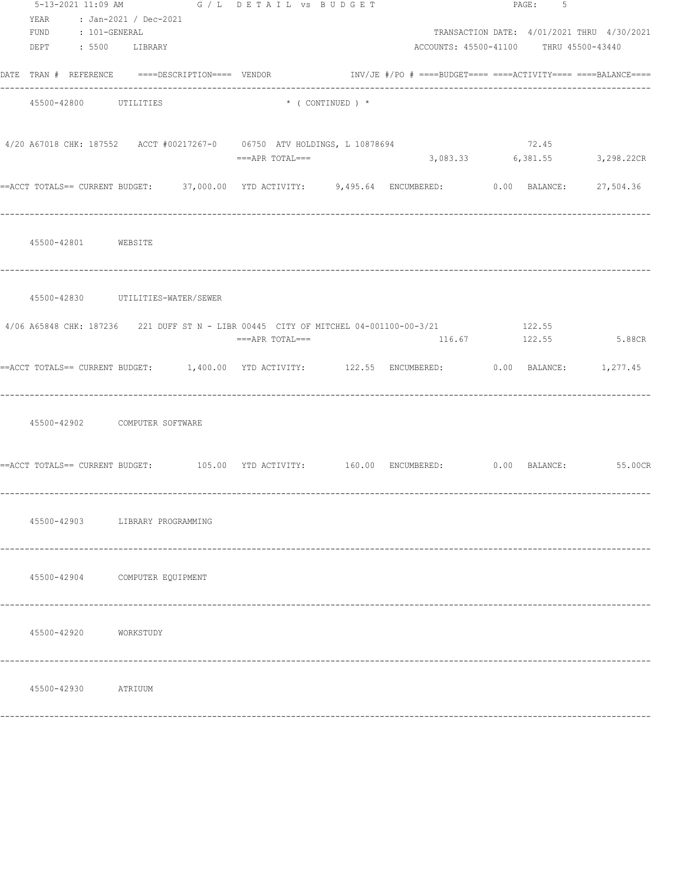5-13-2021 11:09 AM G / L D E T A I L vs B U D G E T

YEAR : Jan-2021 / Dec-2021
FUND : 101-GENERAL TRANSACTION DATE: 4/01/2021 THRU 4/30/2021
DEPT : 5500 LIBRARY ACCOUNTS: 45500-41100 THRU 45500-43440

| DATE | TRAN # | REFERENCE | ====DESCRIPTION==== | VENDOR | INV/JE #/PO # | ====BUDGET==== | ====ACTIVITY==== | ====BALANCE==== |
|---|---|---|---|---|---|---|---|---|
| | 45500-42800 | UTILITIES | | * ( CONTINUED ) * | | | | |
| 4/20 | A67018 | CHK: 187552 | ACCT #00217267-0 | 06750 ATV HOLDINGS, L | 10878694 | | 72.45 | |
| | | | ===APR TOTAL=== | | | 3,083.33 | 6,381.55 | 3,298.22CR |

==ACCT TOTALS== CURRENT BUDGET: 37,000.00 YTD ACTIVITY: 9,495.64 ENCUMBERED: 0.00 BALANCE: 27,504.36

45500-42801 WEBSITE

45500-42830 UTILITIES-WATER/SEWER

| DATE | TRAN # | REFERENCE | ====DESCRIPTION==== | VENDOR | INV/JE #/PO # | ====BUDGET==== | ====ACTIVITY==== | ====BALANCE==== |
|---|---|---|---|---|---|---|---|---|
| 4/06 | A65848 | CHK: 187236 | 221 DUFF ST N - LIBR | 00445 CITY OF MITCHEL | 04-001100-00-3/21 | | 122.55 | |
| | | | ===APR TOTAL=== | | | 116.67 | 122.55 | 5.88CR |

==ACCT TOTALS== CURRENT BUDGET: 1,400.00 YTD ACTIVITY: 122.55 ENCUMBERED: 0.00 BALANCE: 1,277.45

45500-42902 COMPUTER SOFTWARE

==ACCT TOTALS== CURRENT BUDGET: 105.00 YTD ACTIVITY: 160.00 ENCUMBERED: 0.00 BALANCE: 55.00CR

45500-42903 LIBRARY PROGRAMMING

45500-42904 COMPUTER EQUIPMENT

45500-42920 WORKSTUDY

45500-42930 ATRIUUM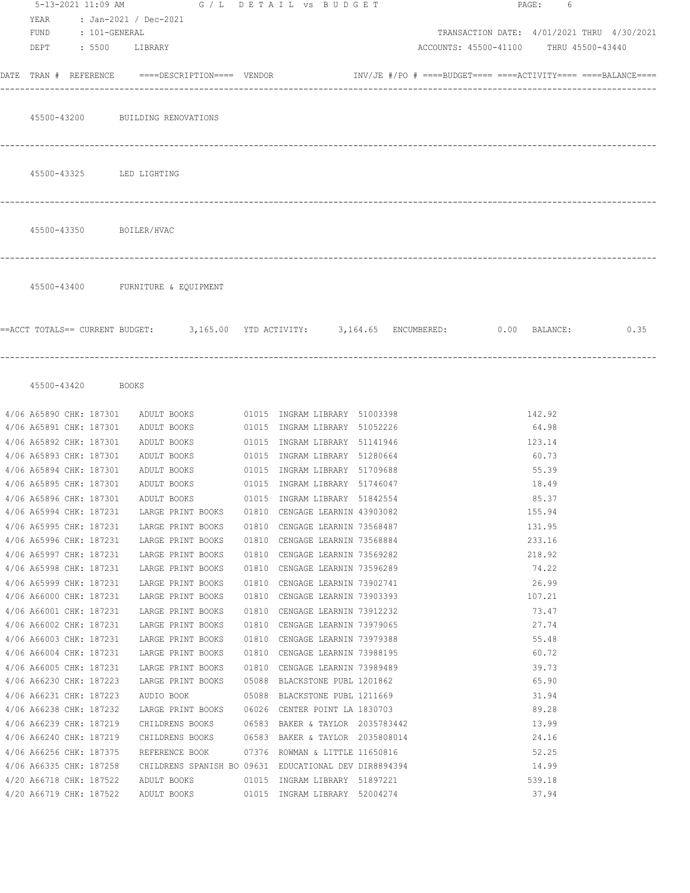5-13-2021 11:09 AM — G / L DETAIL vs BUDGET

YEAR : Jan-2021 / Dec-2021
FUND : 101-GENERAL — TRANSACTION DATE: 4/01/2021 THRU 4/30/2021
DEPT : 5500 LIBRARY — ACCOUNTS: 45500-41100 THRU 45500-43440

| DATE | TRAN # | REFERENCE | DESCRIPTION | VENDOR | INV/JE #/PO # | BUDGET | ACTIVITY | BALANCE |
|---|---|---|---|---|---|---|---|---|

45500-43200 BUILDING RENOVATIONS

45500-43325 LED LIGHTING

45500-43350 BOILER/HVAC

45500-43400 FURNITURE & EQUIPMENT

==ACCT TOTALS== CURRENT BUDGET: 3,165.00 YTD ACTIVITY: 3,164.65 ENCUMBERED: 0.00 BALANCE: 0.35

45500-43420 BOOKS

| DATE | TRAN # | REFERENCE | DESCRIPTION | VENDOR | INV/JE #/PO # | BUDGET | ACTIVITY | BALANCE |
|---|---|---|---|---|---|---|---|---|
| 4/06 | A65890 | CHK: 187301 | ADULT BOOKS | 01015 INGRAM LIBRARY | 51003398 | | 142.92 | |
| 4/06 | A65891 | CHK: 187301 | ADULT BOOKS | 01015 INGRAM LIBRARY | 51052226 | | 64.98 | |
| 4/06 | A65892 | CHK: 187301 | ADULT BOOKS | 01015 INGRAM LIBRARY | 51141946 | | 123.14 | |
| 4/06 | A65893 | CHK: 187301 | ADULT BOOKS | 01015 INGRAM LIBRARY | 51280664 | | 60.73 | |
| 4/06 | A65894 | CHK: 187301 | ADULT BOOKS | 01015 INGRAM LIBRARY | 51709688 | | 55.39 | |
| 4/06 | A65895 | CHK: 187301 | ADULT BOOKS | 01015 INGRAM LIBRARY | 51746047 | | 18.49 | |
| 4/06 | A65896 | CHK: 187301 | ADULT BOOKS | 01015 INGRAM LIBRARY | 51842554 | | 85.37 | |
| 4/06 | A65994 | CHK: 187231 | LARGE PRINT BOOKS | 01810 CENGAGE LEARNIN | 43903082 | | 155.94 | |
| 4/06 | A65995 | CHK: 187231 | LARGE PRINT BOOKS | 01810 CENGAGE LEARNIN | 73568487 | | 131.95 | |
| 4/06 | A65996 | CHK: 187231 | LARGE PRINT BOOKS | 01810 CENGAGE LEARNIN | 73568884 | | 233.16 | |
| 4/06 | A65997 | CHK: 187231 | LARGE PRINT BOOKS | 01810 CENGAGE LEARNIN | 73569282 | | 218.92 | |
| 4/06 | A65998 | CHK: 187231 | LARGE PRINT BOOKS | 01810 CENGAGE LEARNIN | 73596289 | | 74.22 | |
| 4/06 | A65999 | CHK: 187231 | LARGE PRINT BOOKS | 01810 CENGAGE LEARNIN | 73902741 | | 26.99 | |
| 4/06 | A66000 | CHK: 187231 | LARGE PRINT BOOKS | 01810 CENGAGE LEARNIN | 73903393 | | 107.21 | |
| 4/06 | A66001 | CHK: 187231 | LARGE PRINT BOOKS | 01810 CENGAGE LEARNIN | 73912232 | | 73.47 | |
| 4/06 | A66002 | CHK: 187231 | LARGE PRINT BOOKS | 01810 CENGAGE LEARNIN | 73979065 | | 27.74 | |
| 4/06 | A66003 | CHK: 187231 | LARGE PRINT BOOKS | 01810 CENGAGE LEARNIN | 73979388 | | 55.48 | |
| 4/06 | A66004 | CHK: 187231 | LARGE PRINT BOOKS | 01810 CENGAGE LEARNIN | 73988195 | | 60.72 | |
| 4/06 | A66005 | CHK: 187231 | LARGE PRINT BOOKS | 01810 CENGAGE LEARNIN | 73989489 | | 39.73 | |
| 4/06 | A66230 | CHK: 187223 | LARGE PRINT BOOKS | 05088 BLACKSTONE PUBL | 1201862 | | 65.90 | |
| 4/06 | A66231 | CHK: 187223 | AUDIO BOOK | 05088 BLACKSTONE PUBL | 1211669 | | 31.94 | |
| 4/06 | A66238 | CHK: 187232 | LARGE PRINT BOOKS | 06026 CENTER POINT LA | 1830703 | | 89.28 | |
| 4/06 | A66239 | CHK: 187219 | CHILDRENS BOOKS | 06583 BAKER & TAYLOR | 2035783442 | | 13.99 | |
| 4/06 | A66240 | CHK: 187219 | CHILDRENS BOOKS | 06583 BAKER & TAYLOR | 2035808014 | | 24.16 | |
| 4/06 | A66256 | CHK: 187375 | REFERENCE BOOK | 07376 ROWMAN & LITTLE | 11650816 | | 52.25 | |
| 4/06 | A66335 | CHK: 187258 | CHILDRENS SPANISH BO | 09631 EDUCATIONAL DEV | DIR8894394 | | 14.99 | |
| 4/20 | A66718 | CHK: 187522 | ADULT BOOKS | 01015 INGRAM LIBRARY | 51897221 | | 539.18 | |
| 4/20 | A66719 | CHK: 187522 | ADULT BOOKS | 01015 INGRAM LIBRARY | 52004274 | | 37.94 | |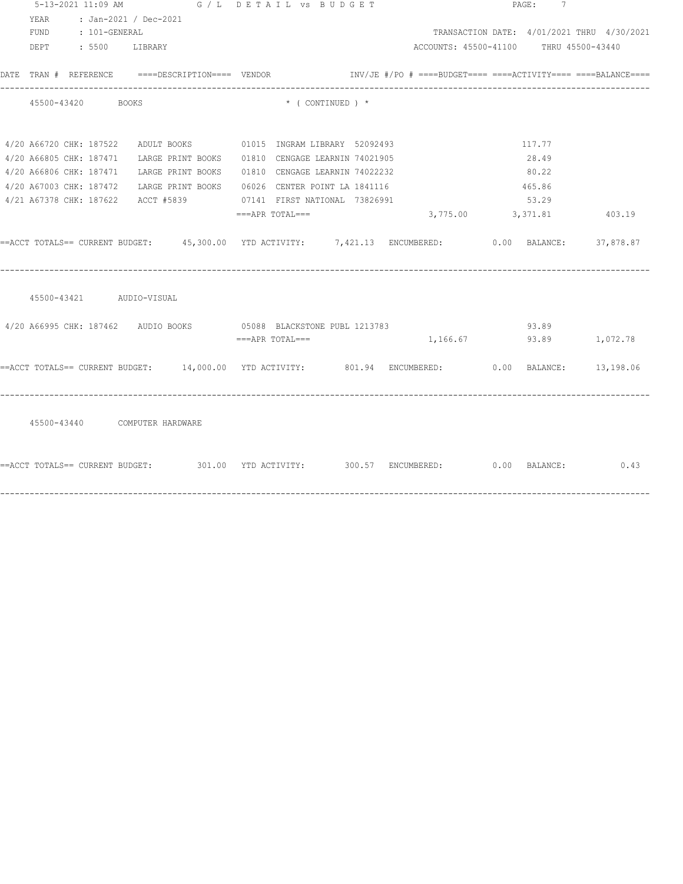5-13-2021 11:09 AM G / L D E T A I L vs B U D G E T

YEAR : Jan-2021 / Dec-2021
FUND : 101-GENERAL TRANSACTION DATE: 4/01/2021 THRU 4/30/2021
DEPT : 5500 LIBRARY ACCOUNTS: 45500-41100 THRU 45500-43440

| DATE | TRAN # | REFERENCE | ====DESCRIPTION==== | VENDOR | INV/JE #/PO # | ====BUDGET==== | ====ACTIVITY==== | ====BALANCE==== |
|---|---|---|---|---|---|---|---|---|
| **45500-43420 BOOKS** | | | | * ( CONTINUED ) * | | | | |
| 4/20 | A66720 | CHK: 187522 | ADULT BOOKS | 01015 INGRAM LIBRARY | 52092493 | | 117.77 | |
| 4/20 | A66805 | CHK: 187471 | LARGE PRINT BOOKS | 01810 CENGAGE LEARNIN | 74021905 | | 28.49 | |
| 4/20 | A66806 | CHK: 187471 | LARGE PRINT BOOKS | 01810 CENGAGE LEARNIN | 74022232 | | 80.22 | |
| 4/20 | A67003 | CHK: 187472 | LARGE PRINT BOOKS | 06026 CENTER POINT LA | 1841116 | | 465.86 | |
| 4/21 | A67378 | CHK: 187622 | ACCT #5839 | 07141 FIRST NATIONAL | 73826991 | | 53.29 | |
| | | | | ===APR TOTAL=== | | 3,775.00 | 3,371.81 | 403.19 |

==ACCT TOTALS== CURRENT BUDGET: 45,300.00 YTD ACTIVITY: 7,421.13 ENCUMBERED: 0.00 BALANCE: 37,878.87

| DATE | TRAN # | REFERENCE | ====DESCRIPTION==== | VENDOR | INV/JE #/PO # | ====BUDGET==== | ====ACTIVITY==== | ====BALANCE==== |
|---|---|---|---|---|---|---|---|---|
| **45500-43421 AUDIO-VISUAL** | | | | | | | | |
| 4/20 | A66995 | CHK: 187462 | AUDIO BOOKS | 05088 BLACKSTONE PUBL | 1213783 | | 93.89 | |
| | | | | ===APR TOTAL=== | | 1,166.67 | 93.89 | 1,072.78 |

==ACCT TOTALS== CURRENT BUDGET: 14,000.00 YTD ACTIVITY: 801.94 ENCUMBERED: 0.00 BALANCE: 13,198.06

**45500-43440 COMPUTER HARDWARE**

==ACCT TOTALS== CURRENT BUDGET: 301.00 YTD ACTIVITY: 300.57 ENCUMBERED: 0.00 BALANCE: 0.43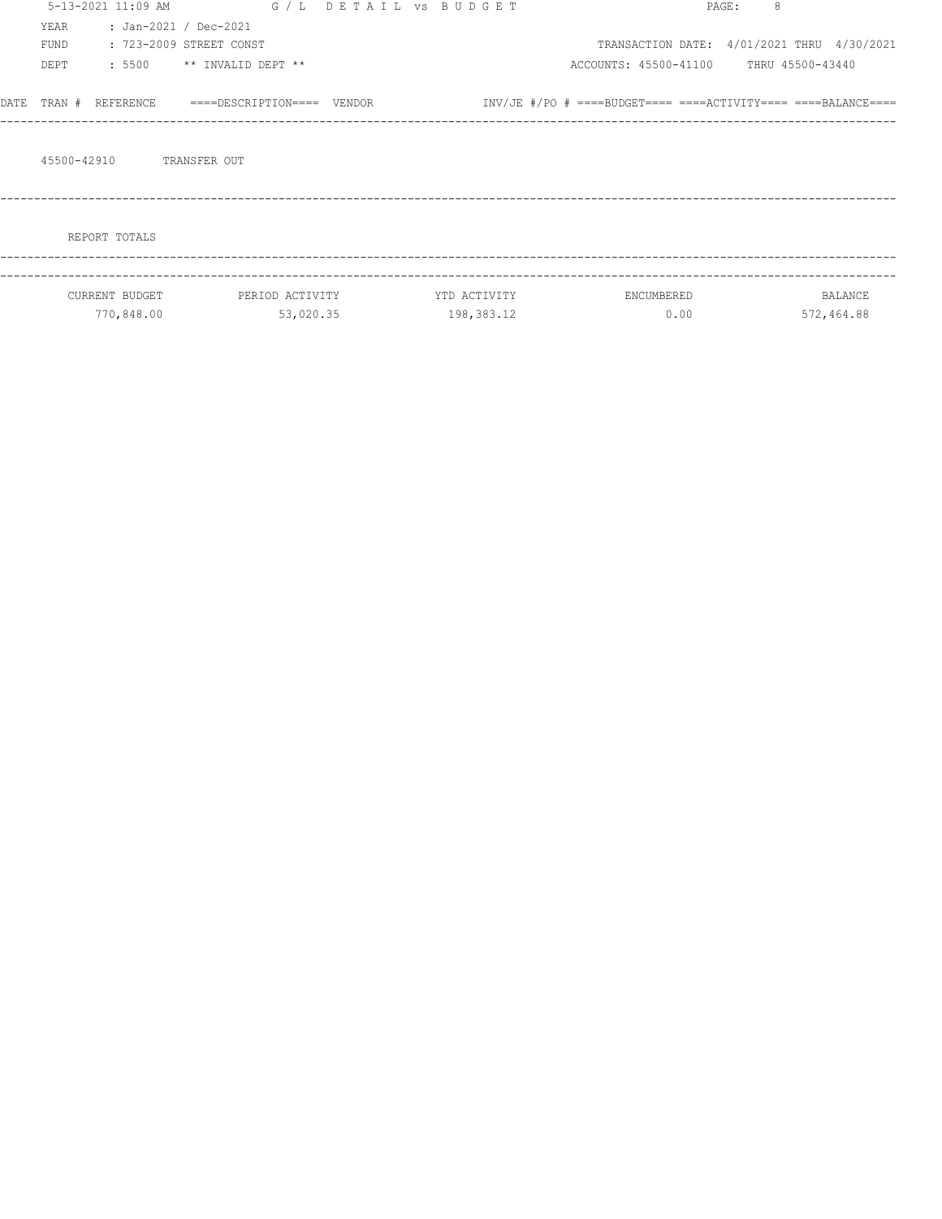G / L DETAIL vs BUDGET

YEAR : Jan-2021 / Dec-2021
FUND : 723-2009 STREET CONST
DEPT : 5500 ** INVALID DEPT **

TRANSACTION DATE: 4/01/2021 THRU 4/30/2021
ACCOUNTS: 45500-41100 THRU 45500-43440

| DATE | TRAN # | REFERENCE | ====DESCRIPTION==== | VENDOR | INV/JE #/PO # | ====BUDGET==== | ====ACTIVITY==== | ====BALANCE==== |
|---|---|---|---|---|---|---|---|---|

45500-42910 TRANSFER OUT

REPORT TOTALS

| CURRENT BUDGET | PERIOD ACTIVITY | YTD ACTIVITY | ENCUMBERED | BALANCE |
|---|---|---|---|---|
| 770,848.00 | 53,020.35 | 198,383.12 | 0.00 | 572,464.88 |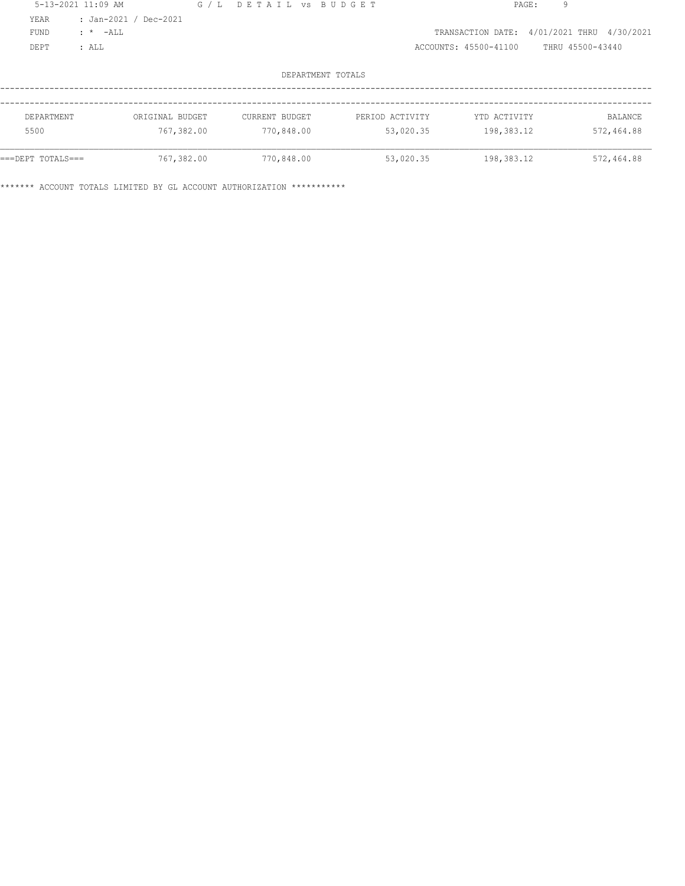5-13-2021 11:09 AM G / L D E T A I L vs B U D G E T

YEAR : Jan-2021 / Dec-2021
FUND : * -ALL
DEPT : ALL

TRANSACTION DATE: 4/01/2021 THRU 4/30/2021
ACCOUNTS: 45500-41100 THRU 45500-43440

DEPARTMENT TOTALS

| DEPARTMENT | ORIGINAL BUDGET | CURRENT BUDGET | PERIOD ACTIVITY | YTD ACTIVITY | BALANCE |
|---|---|---|---|---|---|
| 5500 | 767,382.00 | 770,848.00 | 53,020.35 | 198,383.12 | 572,464.88 |
| ===DEPT TOTALS=== | 767,382.00 | 770,848.00 | 53,020.35 | 198,383.12 | 572,464.88 |

******* ACCOUNT TOTALS LIMITED BY GL ACCOUNT AUTHORIZATION ***********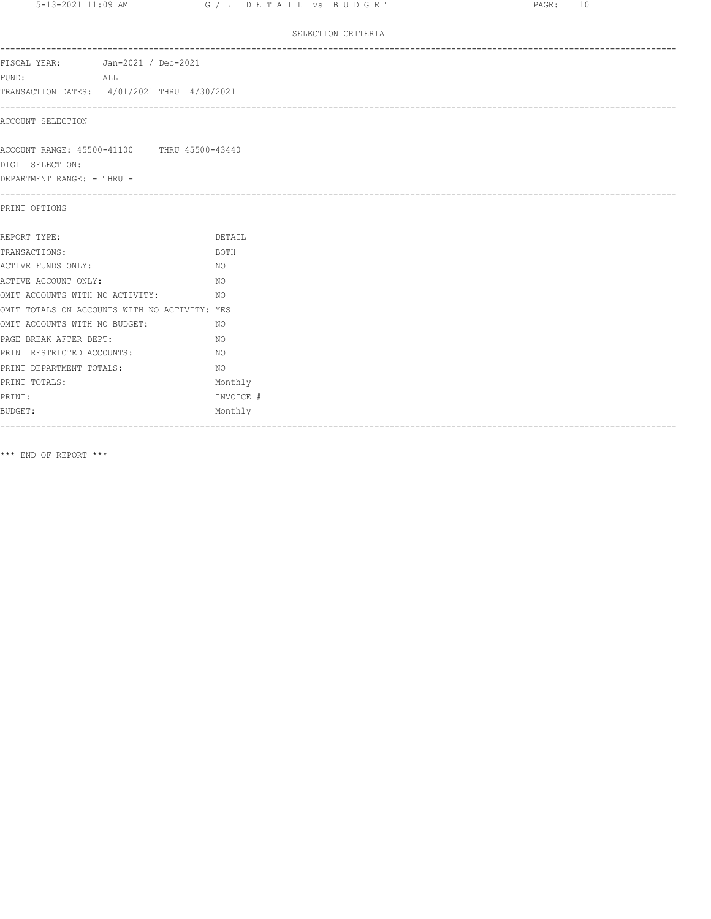## SELECTION CRITERIA

FISCAL YEAR: Jan-2021 / Dec-2021
FUND: ALL
TRANSACTION DATES: 4/01/2021 THRU 4/30/2021

### ACCOUNT SELECTION

ACCOUNT RANGE: 45500-41100 THRU 45500-43440
DIGIT SELECTION:
DEPARTMENT RANGE: - THRU -

### PRINT OPTIONS

| | |
|---|---|
| REPORT TYPE: | DETAIL |
| TRANSACTIONS: | BOTH |
| ACTIVE FUNDS ONLY: | NO |
| ACTIVE ACCOUNT ONLY: | NO |
| OMIT ACCOUNTS WITH NO ACTIVITY: | NO |
| OMIT TOTALS ON ACCOUNTS WITH NO ACTIVITY: | YES |
| OMIT ACCOUNTS WITH NO BUDGET: | NO |
| PAGE BREAK AFTER DEPT: | NO |
| PRINT RESTRICTED ACCOUNTS: | NO |
| PRINT DEPARTMENT TOTALS: | NO |
| PRINT TOTALS: | Monthly |
| PRINT: | INVOICE # |
| BUDGET: | Monthly |

*** END OF REPORT ***